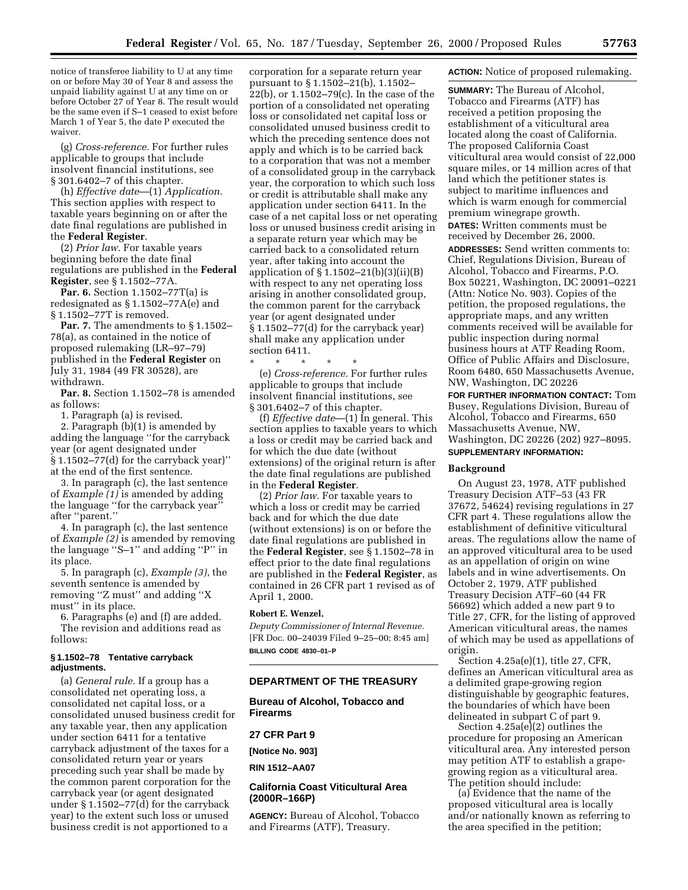notice of transferee liability to U at any time on or before May 30 of Year 8 and assess the unpaid liability against U at any time on or before October 27 of Year 8. The result would be the same even if S–1 ceased to exist before March 1 of Year 5, the date P executed the waiver.

(g) *Cross-reference.* For further rules applicable to groups that include insolvent financial institutions, see § 301.6402–7 of this chapter.

(h) *Effective date*—(1) *Application.* This section applies with respect to taxable years beginning on or after the date final regulations are published in the **Federal Register**.

(2) *Prior law.* For taxable years beginning before the date final regulations are published in the **Federal Register**, see § 1.1502–77A.

**Par. 6.** Section 1.1502–77T(a) is redesignated as § 1.1502–77A(e) and § 1.1502–77T is removed.

**Par. 7.** The amendments to § 1.1502–78(a), as contained in the notice of proposed rulemaking (LR–97–79) published in the **Federal Register** on July 31, 1984 (49 FR 30528), are withdrawn.

**Par. 8.** Section 1.1502–78 is amended as follows:

1. Paragraph (a) is revised.

2. Paragraph (b)(1) is amended by adding the language ''for the carryback year (or agent designated under § 1.1502–77(d) for the carryback year)'' at the end of the first sentence.

3. In paragraph (c), the last sentence of *Example (1)* is amended by adding the language ''for the carryback year'' after ''parent.''

4. In paragraph (c), the last sentence of *Example (2)* is amended by removing the language ''S–1'' and adding ''P'' in its place.

5. In paragraph (c), *Example (3)*, the seventh sentence is amended by removing ''Z must'' and adding ''X must'' in its place.

6. Paragraphs (e) and (f) are added.

The revision and additions read as follows:

**§ 1.1502–78 Tentative carryback adjustments.**

(a) *General rule.* If a group has a consolidated net operating loss, a consolidated net capital loss, or a consolidated unused business credit for any taxable year, then any application under section 6411 for a tentative carryback adjustment of the taxes for a consolidated return year or years preceding such year shall be made by the common parent corporation for the carryback year (or agent designated under § 1.1502–77(d) for the carryback year) to the extent such loss or unused business credit is not apportioned to a corporation for a separate return year pursuant to § 1.1502–21(b), 1.1502–22(b), or 1.1502–79(c). In the case of the portion of a consolidated net operating loss or consolidated net capital loss or consolidated unused business credit to which the preceding sentence does not apply and which is to be carried back to a corporation that was not a member of a consolidated group in the carryback year, the corporation to which such loss or credit is attributable shall make any application under section 6411. In the case of a net capital loss or net operating loss or unused business credit arising in a separate return year which may be carried back to a consolidated return year, after taking into account the application of § 1.1502–21(b)(3)(ii)(B) with respect to any net operating loss arising in another consolidated group, the common parent for the carryback year (or agent designated under § 1.1502–77(d) for the carryback year) shall make any application under section 6411.

\* \* \* \* \*

(e) *Cross-reference.* For further rules applicable to groups that include insolvent financial institutions, see § 301.6402–7 of this chapter.

(f) *Effective date*—(1) In general. This section applies to taxable years to which a loss or credit may be carried back and for which the due date (without extensions) of the original return is after the date final regulations are published in the **Federal Register**.

(2) *Prior law.* For taxable years to which a loss or credit may be carried back and for which the due date (without extensions) is on or before the date final regulations are published in the **Federal Register**, see § 1.1502–78 in effect prior to the date final regulations are published in the **Federal Register**, as contained in 26 CFR part 1 revised as of April 1, 2000.

**Robert E. Wenzel,**

*Deputy Commissioner of Internal Revenue.*

[FR Doc. 00–24039 Filed 9–25–00; 8:45 am]

**BILLING CODE 4830–01–P**

## DEPARTMENT OF THE TREASURY

## Bureau of Alcohol, Tobacco and Firearms

## 27 CFR Part 9

**[Notice No. 903]**

**RIN 1512–AA07**

## California Coast Viticultural Area (2000R–166P)

**AGENCY:** Bureau of Alcohol, Tobacco and Firearms (ATF), Treasury.

**ACTION:** Notice of proposed rulemaking.

**SUMMARY:** The Bureau of Alcohol, Tobacco and Firearms (ATF) has received a petition proposing the establishment of a viticultural area located along the coast of California. The proposed California Coast viticultural area would consist of 22,000 square miles, or 14 million acres of that land which the petitioner states is subject to maritime influences and which is warm enough for commercial premium winegrape growth.

**DATES:** Written comments must be received by December 26, 2000.

**ADDRESSES:** Send written comments to: Chief, Regulations Division, Bureau of Alcohol, Tobacco and Firearms, P.O. Box 50221, Washington, DC 20091–0221 (Attn: Notice No. 903). Copies of the petition, the proposed regulations, the appropriate maps, and any written comments received will be available for public inspection during normal business hours at ATF Reading Room, Office of Public Affairs and Disclosure, Room 6480, 650 Massachusetts Avenue, NW, Washington, DC 20226

**FOR FURTHER INFORMATION CONTACT:** Tom Busey, Regulations Division, Bureau of Alcohol, Tobacco and Firearms, 650 Massachusetts Avenue, NW, Washington, DC 20226 (202) 927–8095.

**SUPPLEMENTARY INFORMATION:**

### Background

On August 23, 1978, ATF published Treasury Decision ATF–53 (43 FR 37672, 54624) revising regulations in 27 CFR part 4. These regulations allow the establishment of definitive viticultural areas. The regulations allow the name of an approved viticultural area to be used as an appellation of origin on wine labels and in wine advertisements. On October 2, 1979, ATF published Treasury Decision ATF–60 (44 FR 56692) which added a new part 9 to Title 27, CFR, for the listing of approved American viticultural areas, the names of which may be used as appellations of origin.

Section 4.25a(e)(1), title 27, CFR, defines an American viticultural area as a delimited grape-growing region distinguishable by geographic features, the boundaries of which have been delineated in subpart C of part 9.

Section 4.25a(e)(2) outlines the procedure for proposing an American viticultural area. Any interested person may petition ATF to establish a grape-growing region as a viticultural area. The petition should include:

(a) Evidence that the name of the proposed viticultural area is locally and/or nationally known as referring to the area specified in the petition;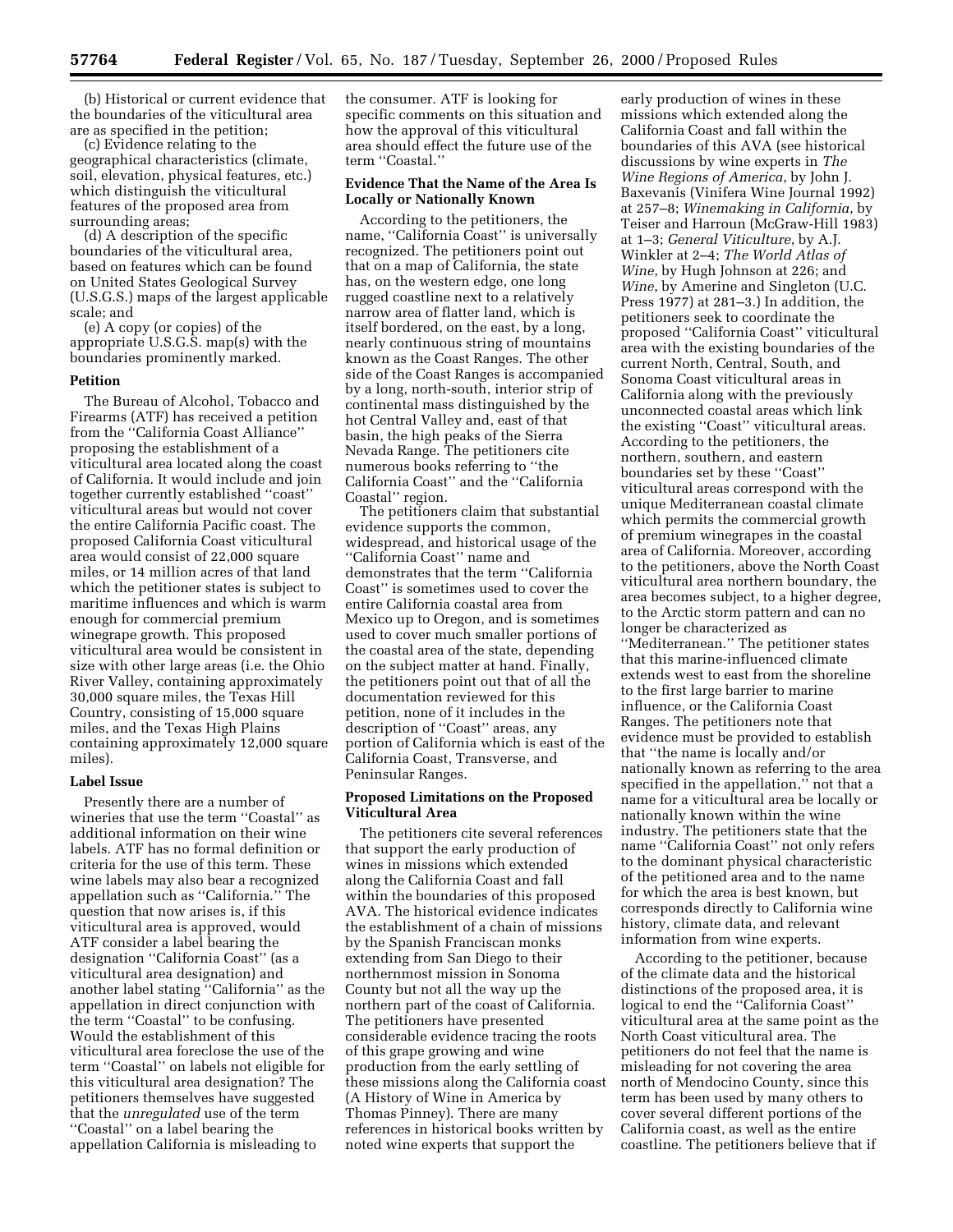(b) Historical or current evidence that the boundaries of the viticultural area are as specified in the petition;

(c) Evidence relating to the geographical characteristics (climate, soil, elevation, physical features, etc.) which distinguish the viticultural features of the proposed area from surrounding areas;

(d) A description of the specific boundaries of the viticultural area, based on features which can be found on United States Geological Survey (U.S.G.S.) maps of the largest applicable scale; and

(e) A copy (or copies) of the appropriate U.S.G.S. map(s) with the boundaries prominently marked.

**Petition**

The Bureau of Alcohol, Tobacco and Firearms (ATF) has received a petition from the ''California Coast Alliance'' proposing the establishment of a viticultural area located along the coast of California. It would include and join together currently established ''coast'' viticultural areas but would not cover the entire California Pacific coast. The proposed California Coast viticultural area would consist of 22,000 square miles, or 14 million acres of that land which the petitioner states is subject to maritime influences and which is warm enough for commercial premium winegrape growth. This proposed viticultural area would be consistent in size with other large areas (i.e. the Ohio River Valley, containing approximately 30,000 square miles, the Texas Hill Country, consisting of 15,000 square miles, and the Texas High Plains containing approximately 12,000 square miles).

**Label Issue**

Presently there are a number of wineries that use the term ''Coastal'' as additional information on their wine labels. ATF has no formal definition or criteria for the use of this term. These wine labels may also bear a recognized appellation such as ''California.'' The question that now arises is, if this viticultural area is approved, would ATF consider a label bearing the designation ''California Coast'' (as a viticultural area designation) and another label stating ''California'' as the appellation in direct conjunction with the term ''Coastal'' to be confusing. Would the establishment of this viticultural area foreclose the use of the term ''Coastal'' on labels not eligible for this viticultural area designation? The petitioners themselves have suggested that the *unregulated* use of the term ''Coastal'' on a label bearing the appellation California is misleading to the consumer. ATF is looking for specific comments on this situation and how the approval of this viticultural area should effect the future use of the term ''Coastal.''

**Evidence That the Name of the Area Is Locally or Nationally Known**

According to the petitioners, the name, ''California Coast'' is universally recognized. The petitioners point out that on a map of California, the state has, on the western edge, one long rugged coastline next to a relatively narrow area of flatter land, which is itself bordered, on the east, by a long, nearly continuous string of mountains known as the Coast Ranges. The other side of the Coast Ranges is accompanied by a long, north-south, interior strip of continental mass distinguished by the hot Central Valley and, east of that basin, the high peaks of the Sierra Nevada Range. The petitioners cite numerous books referring to ''the California Coast'' and the ''California Coastal'' region.

The petitioners claim that substantial evidence supports the common, widespread, and historical usage of the ''California Coast'' name and demonstrates that the term ''California Coast'' is sometimes used to cover the entire California coastal area from Mexico up to Oregon, and is sometimes used to cover much smaller portions of the coastal area of the state, depending on the subject matter at hand. Finally, the petitioners point out that of all the documentation reviewed for this petition, none of it includes in the description of ''Coast'' areas, any portion of California which is east of the California Coast, Transverse, and Peninsular Ranges.

**Proposed Limitations on the Proposed Viticultural Area**

The petitioners cite several references that support the early production of wines in missions which extended along the California Coast and fall within the boundaries of this proposed AVA. The historical evidence indicates the establishment of a chain of missions by the Spanish Franciscan monks extending from San Diego to their northernmost mission in Sonoma County but not all the way up the northern part of the coast of California. The petitioners have presented considerable evidence tracing the roots of this grape growing and wine production from the early settling of these missions along the California coast (A History of Wine in America by Thomas Pinney). There are many references in historical books written by noted wine experts that support the early production of wines in these missions which extended along the California Coast and fall within the boundaries of this AVA (see historical discussions by wine experts in *The Wine Regions of America*, by John J. Baxevanis (Vinifera Wine Journal 1992) at 257–8; *Winemaking in California*, by Teiser and Harroun (McGraw-Hill 1983) at 1–3; *General Viticulture*, by A.J. Winkler at 2–4; *The World Atlas of Wine*, by Hugh Johnson at 226; and *Wine*, by Amerine and Singleton (U.C. Press 1977) at 281–3.) In addition, the petitioners seek to coordinate the proposed ''California Coast'' viticultural area with the existing boundaries of the current North, Central, South, and Sonoma Coast viticultural areas in California along with the previously unconnected coastal areas which link the existing ''Coast'' viticultural areas. According to the petitioners, the northern, southern, and eastern boundaries set by these ''Coast'' viticultural areas correspond with the unique Mediterranean coastal climate which permits the commercial growth of premium winegrapes in the coastal area of California. Moreover, according to the petitioners, above the North Coast viticultural area northern boundary, the area becomes subject, to a higher degree, to the Arctic storm pattern and can no longer be characterized as ''Mediterranean.'' The petitioner states that this marine-influenced climate extends west to east from the shoreline to the first large barrier to marine influence, or the California Coast Ranges. The petitioners note that evidence must be provided to establish that ''the name is locally and/or nationally known as referring to the area specified in the appellation,'' not that a name for a viticultural area be locally or nationally known within the wine industry. The petitioners state that the name ''California Coast'' not only refers to the dominant physical characteristic of the petitioned area and to the name for which the area is best known, but corresponds directly to California wine history, climate data, and relevant information from wine experts.

According to the petitioner, because of the climate data and the historical distinctions of the proposed area, it is logical to end the ''California Coast'' viticultural area at the same point as the North Coast viticultural area. The petitioners do not feel that the name is misleading for not covering the area north of Mendocino County, since this term has been used by many others to cover several different portions of the California coast, as well as the entire coastline. The petitioners believe that if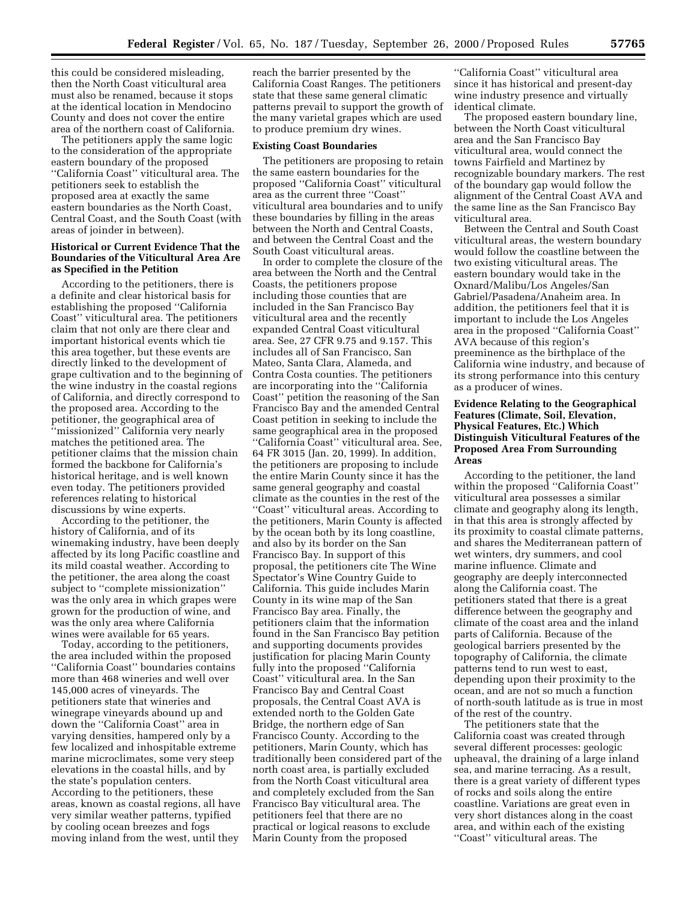this could be considered misleading, then the North Coast viticultural area must also be renamed, because it stops at the identical location in Mendocino County and does not cover the entire area of the northern coast of California.

The petitioners apply the same logic to the consideration of the appropriate eastern boundary of the proposed ''California Coast'' viticultural area. The petitioners seek to establish the proposed area at exactly the same eastern boundaries as the North Coast, Central Coast, and the South Coast (with areas of joinder in between).

**Historical or Current Evidence That the Boundaries of the Viticultural Area Are as Specified in the Petition**

According to the petitioners, there is a definite and clear historical basis for establishing the proposed ''California Coast'' viticultural area. The petitioners claim that not only are there clear and important historical events which tie this area together, but these events are directly linked to the development of grape cultivation and to the beginning of the wine industry in the coastal regions of California, and directly correspond to the proposed area. According to the petitioner, the geographical area of ''missionized'' California very nearly matches the petitioned area. The petitioner claims that the mission chain formed the backbone for California's historical heritage, and is well known even today. The petitioners provided references relating to historical discussions by wine experts.

According to the petitioner, the history of California, and of its winemaking industry, have been deeply affected by its long Pacific coastline and its mild coastal weather. According to the petitioner, the area along the coast subject to ''complete missionization'' was the only area in which grapes were grown for the production of wine, and was the only area where California wines were available for 65 years.

Today, according to the petitioners, the area included within the proposed ''California Coast'' boundaries contains more than 468 wineries and well over 145,000 acres of vineyards. The petitioners state that wineries and winegrape vineyards abound up and down the ''California Coast'' area in varying densities, hampered only by a few localized and inhospitable extreme marine microclimates, some very steep elevations in the coastal hills, and by the state's population centers. According to the petitioners, these areas, known as coastal regions, all have very similar weather patterns, typified by cooling ocean breezes and fogs moving inland from the west, until they reach the barrier presented by the California Coast Ranges. The petitioners state that these same general climatic patterns prevail to support the growth of the many varietal grapes which are used to produce premium dry wines.

**Existing Coast Boundaries**

The petitioners are proposing to retain the same eastern boundaries for the proposed ''California Coast'' viticultural area as the current three ''Coast'' viticultural area boundaries and to unify these boundaries by filling in the areas between the North and Central Coasts, and between the Central Coast and the South Coast viticultural areas.

In order to complete the closure of the area between the North and the Central Coasts, the petitioners propose including those counties that are included in the San Francisco Bay viticultural area and the recently expanded Central Coast viticultural area. See, 27 CFR 9.75 and 9.157. This includes all of San Francisco, San Mateo, Santa Clara, Alameda, and Contra Costa counties. The petitioners are incorporating into the ''California Coast'' petition the reasoning of the San Francisco Bay and the amended Central Coast petition in seeking to include the same geographical area in the proposed ''California Coast'' viticultural area. See, 64 FR 3015 (Jan. 20, 1999). In addition, the petitioners are proposing to include the entire Marin County since it has the same general geography and coastal climate as the counties in the rest of the ''Coast'' viticultural areas. According to the petitioners, Marin County is affected by the ocean both by its long coastline, and also by its border on the San Francisco Bay. In support of this proposal, the petitioners cite The Wine Spectator's Wine Country Guide to California. This guide includes Marin County in its wine map of the San Francisco Bay area. Finally, the petitioners claim that the information found in the San Francisco Bay petition and supporting documents provides justification for placing Marin County fully into the proposed ''California Coast'' viticultural area. In the San Francisco Bay and Central Coast proposals, the Central Coast AVA is extended north to the Golden Gate Bridge, the northern edge of San Francisco County. According to the petitioners, Marin County, which has traditionally been considered part of the north coast area, is partially excluded from the North Coast viticultural area and completely excluded from the San Francisco Bay viticultural area. The petitioners feel that there are no practical or logical reasons to exclude Marin County from the proposed ''California Coast'' viticultural area since it has historical and present-day wine industry presence and virtually identical climate.

The proposed eastern boundary line, between the North Coast viticultural area and the San Francisco Bay viticultural area, would connect the towns Fairfield and Martinez by recognizable boundary markers. The rest of the boundary gap would follow the alignment of the Central Coast AVA and the same line as the San Francisco Bay viticultural area.

Between the Central and South Coast viticultural areas, the western boundary would follow the coastline between the two existing viticultural areas. The eastern boundary would take in the Oxnard/Malibu/Los Angeles/San Gabriel/Pasadena/Anaheim area. In addition, the petitioners feel that it is important to include the Los Angeles area in the proposed ''California Coast'' AVA because of this region's preeminence as the birthplace of the California wine industry, and because of its strong performance into this century as a producer of wines.

**Evidence Relating to the Geographical Features (Climate, Soil, Elevation, Physical Features, Etc.) Which Distinguish Viticultural Features of the Proposed Area From Surrounding Areas**

According to the petitioner, the land within the proposed ''California Coast'' viticultural area possesses a similar climate and geography along its length, in that this area is strongly affected by its proximity to coastal climate patterns, and shares the Mediterranean pattern of wet winters, dry summers, and cool marine influence. Climate and geography are deeply interconnected along the California coast. The petitioners stated that there is a great difference between the geography and climate of the coast area and the inland parts of California. Because of the geological barriers presented by the topography of California, the climate patterns tend to run west to east, depending upon their proximity to the ocean, and are not so much a function of north-south latitude as is true in most of the rest of the country.

The petitioners state that the California coast was created through several different processes: geologic upheaval, the draining of a large inland sea, and marine terracing. As a result, there is a great variety of different types of rocks and soils along the entire coastline. Variations are great even in very short distances along in the coast area, and within each of the existing ''Coast'' viticultural areas. The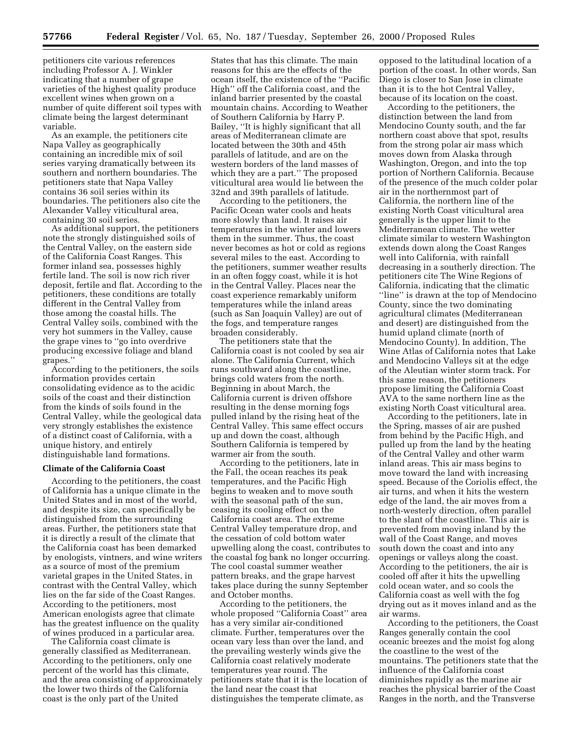petitioners cite various references including Professor A. J. Winkler indicating that a number of grape varieties of the highest quality produce excellent wines when grown on a number of quite different soil types with climate being the largest determinant variable.

As an example, the petitioners cite Napa Valley as geographically containing an incredible mix of soil series varying dramatically between its southern and northern boundaries. The petitioners state that Napa Valley contains 36 soil series within its boundaries. The petitioners also cite the Alexander Valley viticultural area, containing 30 soil series.

As additional support, the petitioners note the strongly distinguished soils of the Central Valley, on the eastern side of the California Coast Ranges. This former inland sea, possesses highly fertile land. The soil is now rich river deposit, fertile and flat. According to the petitioners, these conditions are totally different in the Central Valley from those among the coastal hills. The Central Valley soils, combined with the very hot summers in the Valley, cause the grape vines to ''go into overdrive producing excessive foliage and bland grapes.''

According to the petitioners, the soils information provides certain consolidating evidence as to the acidic soils of the coast and their distinction from the kinds of soils found in the Central Valley, while the geological data very strongly establishes the existence of a distinct coast of California, with a unique history, and entirely distinguishable land formations.

**Climate of the California Coast**

According to the petitioners, the coast of California has a unique climate in the United States and in most of the world, and despite its size, can specifically be distinguished from the surrounding areas. Further, the petitioners state that it is directly a result of the climate that the California coast has been demarked by enologists, vintners, and wine writers as a source of most of the premium varietal grapes in the United States, in contrast with the Central Valley, which lies on the far side of the Coast Ranges. According to the petitioners, most American enologists agree that climate has the greatest influence on the quality of wines produced in a particular area.

The California coast climate is generally classified as Mediterranean. According to the petitioners, only one percent of the world has this climate, and the area consisting of approximately the lower two thirds of the California coast is the only part of the United States that has this climate. The main reasons for this are the effects of the ocean itself, the existence of the ''Pacific High'' off the California coast, and the inland barrier presented by the coastal mountain chains. According to Weather of Southern California by Harry P. Bailey, ''It is highly significant that all areas of Mediterranean climate are located between the 30th and 45th parallels of latitude, and are on the western borders of the land masses of which they are a part.'' The proposed viticultural area would lie between the 32nd and 39th parallels of latitude.

According to the petitioners, the Pacific Ocean water cools and heats more slowly than land. It raises air temperatures in the winter and lowers them in the summer. Thus, the coast never becomes as hot or cold as regions several miles to the east. According to the petitioners, summer weather results in an often foggy coast, while it is hot in the Central Valley. Places near the coast experience remarkably uniform temperatures while the inland areas (such as San Joaquin Valley) are out of the fogs, and temperature ranges broaden considerably.

The petitioners state that the California coast is not cooled by sea air alone. The California Current, which runs southward along the coastline, brings cold waters from the north. Beginning in about March, the California current is driven offshore resulting in the dense morning fogs pulled inland by the rising heat of the Central Valley. This same effect occurs up and down the coast, although Southern California is tempered by warmer air from the south.

According to the petitioners, late in the Fall, the ocean reaches its peak temperatures, and the Pacific High begins to weaken and to move south with the seasonal path of the sun, ceasing its cooling effect on the California coast area. The extreme Central Valley temperature drop, and the cessation of cold bottom water upwelling along the coast, contributes to the coastal fog bank no longer occurring. The cool coastal summer weather pattern breaks, and the grape harvest takes place during the sunny September and October months.

According to the petitioners, the whole proposed ''California Coast'' area has a very similar air-conditioned climate. Further, temperatures over the ocean vary less than over the land, and the prevailing westerly winds give the California coast relatively moderate temperatures year round. The petitioners state that it is the location of the land near the coast that distinguishes the temperate climate, as opposed to the latitudinal location of a portion of the coast. In other words, San Diego is closer to San Jose in climate than it is to the hot Central Valley, because of its location on the coast.

According to the petitioners, the distinction between the land from Mendocino County south, and the far northern coast above that spot, results from the strong polar air mass which moves down from Alaska through Washington, Oregon, and into the top portion of Northern California. Because of the presence of the much colder polar air in the northernmost part of California, the northern line of the existing North Coast viticultural area generally is the upper limit to the Mediterranean climate. The wetter climate similar to western Washington extends down along the Coast Ranges well into California, with rainfall decreasing in a southerly direction. The petitioners cite The Wine Regions of California, indicating that the climatic ''line'' is drawn at the top of Mendocino County, since the two dominating agricultural climates (Mediterranean and desert) are distinguished from the humid upland climate (north of Mendocino County). In addition, The Wine Atlas of California notes that Lake and Mendocino Valleys sit at the edge of the Aleutian winter storm track. For this same reason, the petitioners propose limiting the California Coast AVA to the same northern line as the existing North Coast viticultural area.

According to the petitioners, late in the Spring, masses of air are pushed from behind by the Pacific High, and pulled up from the land by the heating of the Central Valley and other warm inland areas. This air mass begins to move toward the land with increasing speed. Because of the Coriolis effect, the air turns, and when it hits the western edge of the land, the air moves from a north-westerly direction, often parallel to the slant of the coastline. This air is prevented from moving inland by the wall of the Coast Range, and moves south down the coast and into any openings or valleys along the coast. According to the petitioners, the air is cooled off after it hits the upwelling cold ocean water, and so cools the California coast as well with the fog drying out as it moves inland and as the air warms.

According to the petitioners, the Coast Ranges generally contain the cool oceanic breezes and the moist fog along the coastline to the west of the mountains. The petitioners state that the influence of the California coast diminishes rapidly as the marine air reaches the physical barrier of the Coast Ranges in the north, and the Transverse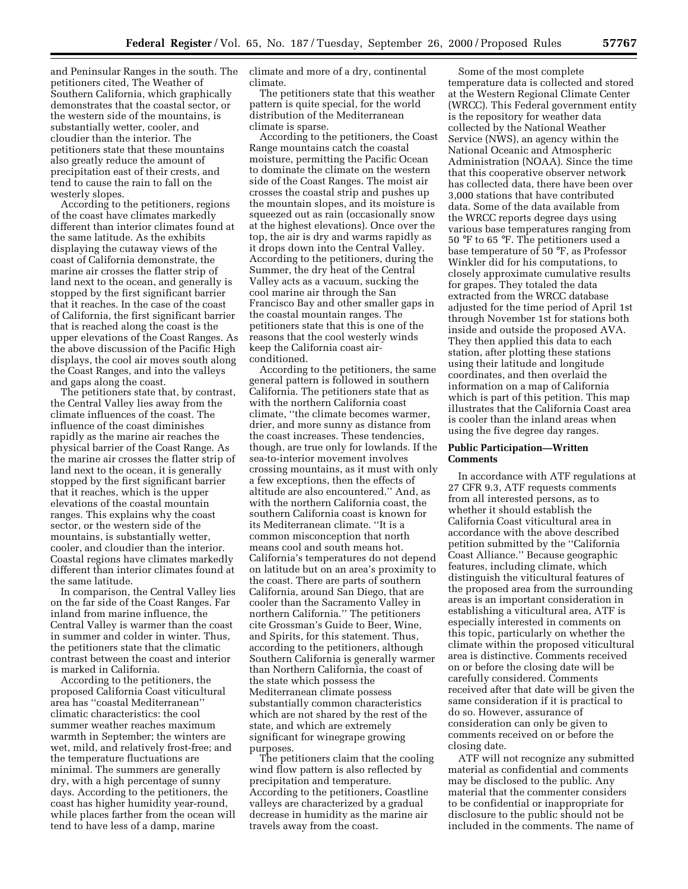and Peninsular Ranges in the south. The petitioners cited, The Weather of Southern California, which graphically demonstrates that the coastal sector, or the western side of the mountains, is substantially wetter, cooler, and cloudier than the interior. The petitioners state that these mountains also greatly reduce the amount of precipitation east of their crests, and tend to cause the rain to fall on the westerly slopes.

According to the petitioners, regions of the coast have climates markedly different than interior climates found at the same latitude. As the exhibits displaying the cutaway views of the coast of California demonstrate, the marine air crosses the flatter strip of land next to the ocean, and generally is stopped by the first significant barrier that it reaches. In the case of the coast of California, the first significant barrier that is reached along the coast is the upper elevations of the Coast Ranges. As the above discussion of the Pacific High displays, the cool air moves south along the Coast Ranges, and into the valleys and gaps along the coast.

The petitioners state that, by contrast, the Central Valley lies away from the climate influences of the coast. The influence of the coast diminishes rapidly as the marine air reaches the physical barrier of the Coast Range. As the marine air crosses the flatter strip of land next to the ocean, it is generally stopped by the first significant barrier that it reaches, which is the upper elevations of the coastal mountain ranges. This explains why the coast sector, or the western side of the mountains, is substantially wetter, cooler, and cloudier than the interior. Coastal regions have climates markedly different than interior climates found at the same latitude.

In comparison, the Central Valley lies on the far side of the Coast Ranges. Far inland from marine influence, the Central Valley is warmer than the coast in summer and colder in winter. Thus, the petitioners state that the climatic contrast between the coast and interior is marked in California.

According to the petitioners, the proposed California Coast viticultural area has ''coastal Mediterranean'' climatic characteristics: the cool summer weather reaches maximum warmth in September; the winters are wet, mild, and relatively frost-free; and the temperature fluctuations are minimal. The summers are generally dry, with a high percentage of sunny days. According to the petitioners, the coast has higher humidity year-round, while places farther from the ocean will tend to have less of a damp, marine climate and more of a dry, continental climate.

The petitioners state that this weather pattern is quite special, for the world distribution of the Mediterranean climate is sparse.

According to the petitioners, the Coast Range mountains catch the coastal moisture, permitting the Pacific Ocean to dominate the climate on the western side of the Coast Ranges. The moist air crosses the coastal strip and pushes up the mountain slopes, and its moisture is squeezed out as rain (occasionally snow at the highest elevations). Once over the top, the air is dry and warms rapidly as it drops down into the Central Valley. According to the petitioners, during the Summer, the dry heat of the Central Valley acts as a vacuum, sucking the cool marine air through the San Francisco Bay and other smaller gaps in the coastal mountain ranges. The petitioners state that this is one of the reasons that the cool westerly winds keep the California coast air-conditioned.

According to the petitioners, the same general pattern is followed in southern California. The petitioners state that as with the northern California coast climate, ''the climate becomes warmer, drier, and more sunny as distance from the coast increases. These tendencies, though, are true only for lowlands. If the sea-to-interior movement involves crossing mountains, as it must with only a few exceptions, then the effects of altitude are also encountered.'' And, as with the northern California coast, the southern California coast is known for its Mediterranean climate. ''It is a common misconception that north means cool and south means hot. California's temperatures do not depend on latitude but on an area's proximity to the coast. There are parts of southern California, around San Diego, that are cooler than the Sacramento Valley in northern California.'' The petitioners cite Grossman's Guide to Beer, Wine, and Spirits, for this statement. Thus, according to the petitioners, although Southern California is generally warmer than Northern California, the coast of the state which possess the Mediterranean climate possess substantially common characteristics which are not shared by the rest of the state, and which are extremely significant for winegrape growing purposes.

The petitioners claim that the cooling wind flow pattern is also reflected by precipitation and temperature. According to the petitioners, Coastline valleys are characterized by a gradual decrease in humidity as the marine air travels away from the coast.

Some of the most complete temperature data is collected and stored at the Western Regional Climate Center (WRCC). This Federal government entity is the repository for weather data collected by the National Weather Service (NWS), an agency within the National Oceanic and Atmospheric Administration (NOAA). Since the time that this cooperative observer network has collected data, there have been over 3,000 stations that have contributed data. Some of the data available from the WRCC reports degree days using various base temperatures ranging from 50 °F to 65 °F. The petitioners used a base temperature of 50 °F, as Professor Winkler did for his computations, to closely approximate cumulative results for grapes. They totaled the data extracted from the WRCC database adjusted for the time period of April 1st through November 1st for stations both inside and outside the proposed AVA. They then applied this data to each station, after plotting these stations using their latitude and longitude coordinates, and then overlaid the information on a map of California which is part of this petition. This map illustrates that the California Coast area is cooler than the inland areas when using the five degree day ranges.

**Public Participation—Written Comments**

In accordance with ATF regulations at 27 CFR 9.3, ATF requests comments from all interested persons, as to whether it should establish the California Coast viticultural area in accordance with the above described petition submitted by the ''California Coast Alliance.'' Because geographic features, including climate, which distinguish the viticultural features of the proposed area from the surrounding areas is an important consideration in establishing a viticultural area, ATF is especially interested in comments on this topic, particularly on whether the climate within the proposed viticultural area is distinctive. Comments received on or before the closing date will be carefully considered. Comments received after that date will be given the same consideration if it is practical to do so. However, assurance of consideration can only be given to comments received on or before the closing date.

ATF will not recognize any submitted material as confidential and comments may be disclosed to the public. Any material that the commenter considers to be confidential or inappropriate for disclosure to the public should not be included in the comments. The name of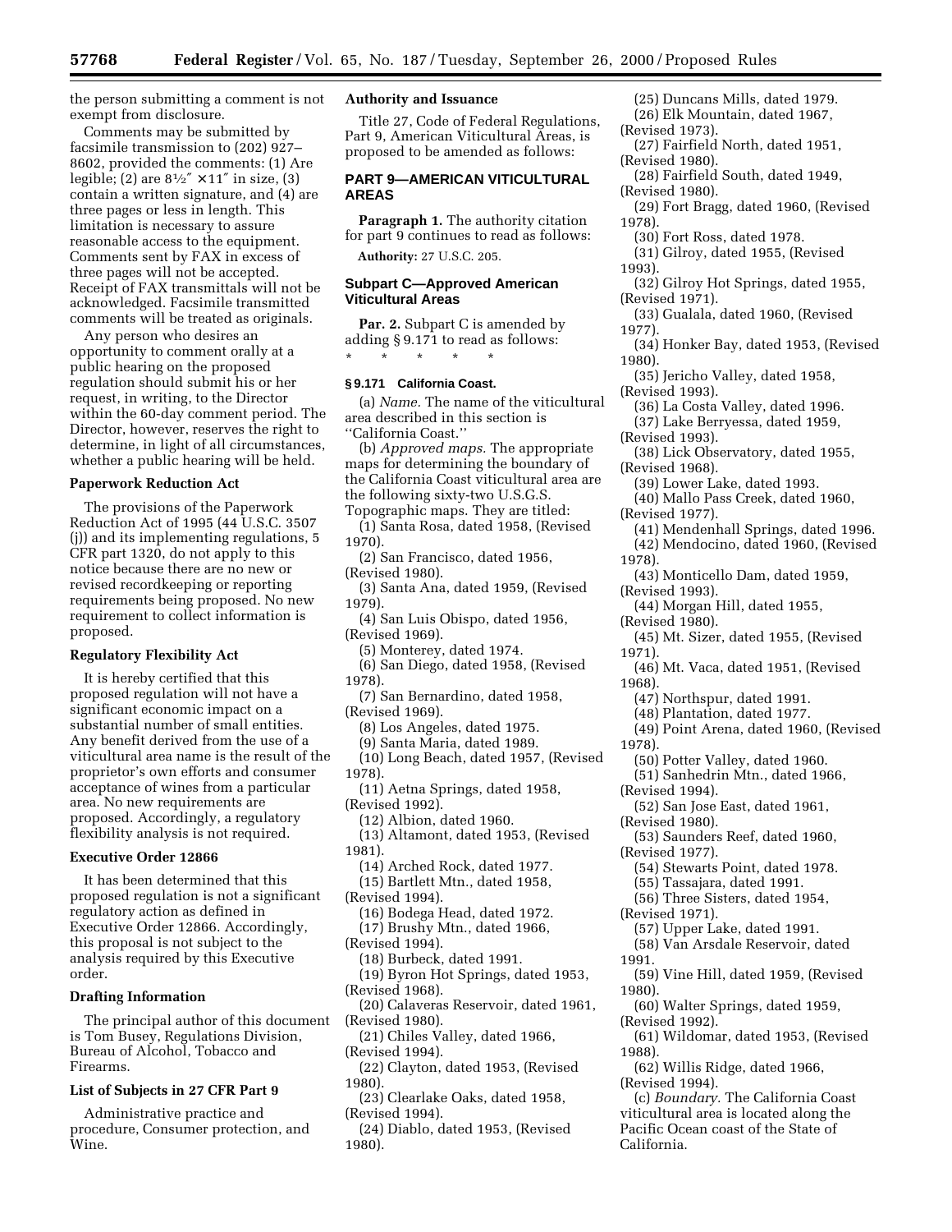the person submitting a comment is not exempt from disclosure.

Comments may be submitted by facsimile transmission to (202) 927–8602, provided the comments: (1) Are legible; (2) are 8½″ × 11″ in size, (3) contain a written signature, and (4) are three pages or less in length. This limitation is necessary to assure reasonable access to the equipment. Comments sent by FAX in excess of three pages will not be accepted. Receipt of FAX transmittals will not be acknowledged. Facsimile transmitted comments will be treated as originals.

Any person who desires an opportunity to comment orally at a public hearing on the proposed regulation should submit his or her request, in writing, to the Director within the 60-day comment period. The Director, however, reserves the right to determine, in light of all circumstances, whether a public hearing will be held.

### Paperwork Reduction Act

The provisions of the Paperwork Reduction Act of 1995 (44 U.S.C. 3507 (j)) and its implementing regulations, 5 CFR part 1320, do not apply to this notice because there are no new or revised recordkeeping or reporting requirements being proposed. No new requirement to collect information is proposed.

### Regulatory Flexibility Act

It is hereby certified that this proposed regulation will not have a significant economic impact on a substantial number of small entities. Any benefit derived from the use of a viticultural area name is the result of the proprietor's own efforts and consumer acceptance of wines from a particular area. No new requirements are proposed. Accordingly, a regulatory flexibility analysis is not required.

### Executive Order 12866

It has been determined that this proposed regulation is not a significant regulatory action as defined in Executive Order 12866. Accordingly, this proposal is not subject to the analysis required by this Executive order.

### Drafting Information

The principal author of this document is Tom Busey, Regulations Division, Bureau of Alcohol, Tobacco and Firearms.

### List of Subjects in 27 CFR Part 9

Administrative practice and procedure, Consumer protection, and Wine.

### Authority and Issuance

Title 27, Code of Federal Regulations, Part 9, American Viticultural Areas, is proposed to be amended as follows:

## PART 9—AMERICAN VITICULTURAL AREAS

**Paragraph 1.** The authority citation for part 9 continues to read as follows:

**Authority:** 27 U.S.C. 205.

### Subpart C—Approved American Viticultural Areas

**Par. 2.** Subpart C is amended by adding § 9.171 to read as follows:

\* \* \* \* \*

#### § 9.171 California Coast.

(a) *Name.* The name of the viticultural area described in this section is ''California Coast.''

(b) *Approved maps.* The appropriate maps for determining the boundary of the California Coast viticultural area are the following sixty-two U.S.G.S. Topographic maps. They are titled:

(1) Santa Rosa, dated 1958, (Revised 1970).
(2) San Francisco, dated 1956, (Revised 1980).
(3) Santa Ana, dated 1959, (Revised 1979).
(4) San Luis Obispo, dated 1956, (Revised 1969).
(5) Monterey, dated 1974.
(6) San Diego, dated 1958, (Revised 1978).
(7) San Bernardino, dated 1958, (Revised 1969).
(8) Los Angeles, dated 1975.
(9) Santa Maria, dated 1989.
(10) Long Beach, dated 1957, (Revised 1978).
(11) Aetna Springs, dated 1958, (Revised 1992).
(12) Albion, dated 1960.
(13) Altamont, dated 1953, (Revised 1981).
(14) Arched Rock, dated 1977.
(15) Bartlett Mtn., dated 1958, (Revised 1994).
(16) Bodega Head, dated 1972.
(17) Brushy Mtn., dated 1966, (Revised 1994).
(18) Burbeck, dated 1991.
(19) Byron Hot Springs, dated 1953, (Revised 1968).
(20) Calaveras Reservoir, dated 1961, (Revised 1980).
(21) Chiles Valley, dated 1966, (Revised 1994).
(22) Clayton, dated 1953, (Revised 1980).
(23) Clearlake Oaks, dated 1958, (Revised 1994).
(24) Diablo, dated 1953, (Revised 1980).
(25) Duncans Mills, dated 1979.
(26) Elk Mountain, dated 1967, (Revised 1973).
(27) Fairfield North, dated 1951, (Revised 1980).
(28) Fairfield South, dated 1949, (Revised 1980).
(29) Fort Bragg, dated 1960, (Revised 1978).
(30) Fort Ross, dated 1978.
(31) Gilroy, dated 1955, (Revised 1993).
(32) Gilroy Hot Springs, dated 1955, (Revised 1971).
(33) Gualala, dated 1960, (Revised 1977).
(34) Honker Bay, dated 1953, (Revised 1980).
(35) Jericho Valley, dated 1958, (Revised 1993).
(36) La Costa Valley, dated 1996.
(37) Lake Berryessa, dated 1959, (Revised 1993).
(38) Lick Observatory, dated 1955, (Revised 1968).
(39) Lower Lake, dated 1993.
(40) Mallo Pass Creek, dated 1960, (Revised 1977).
(41) Mendenhall Springs, dated 1996.
(42) Mendocino, dated 1960, (Revised 1978).
(43) Monticello Dam, dated 1959, (Revised 1993).
(44) Morgan Hill, dated 1955, (Revised 1980).
(45) Mt. Sizer, dated 1955, (Revised 1971).
(46) Mt. Vaca, dated 1951, (Revised 1968).
(47) Northspur, dated 1991.
(48) Plantation, dated 1977.
(49) Point Arena, dated 1960, (Revised 1978).
(50) Potter Valley, dated 1960.
(51) Sanhedrin Mtn., dated 1966, (Revised 1994).
(52) San Jose East, dated 1961, (Revised 1980).
(53) Saunders Reef, dated 1960, (Revised 1977).
(54) Stewarts Point, dated 1978.
(55) Tassajara, dated 1991.
(56) Three Sisters, dated 1954, (Revised 1971).
(57) Upper Lake, dated 1991.
(58) Van Arsdale Reservoir, dated 1991.
(59) Vine Hill, dated 1959, (Revised 1980).
(60) Walter Springs, dated 1959, (Revised 1992).
(61) Wildomar, dated 1953, (Revised 1988).
(62) Willis Ridge, dated 1966, (Revised 1994).

(c) *Boundary.* The California Coast viticultural area is located along the Pacific Ocean coast of the State of California.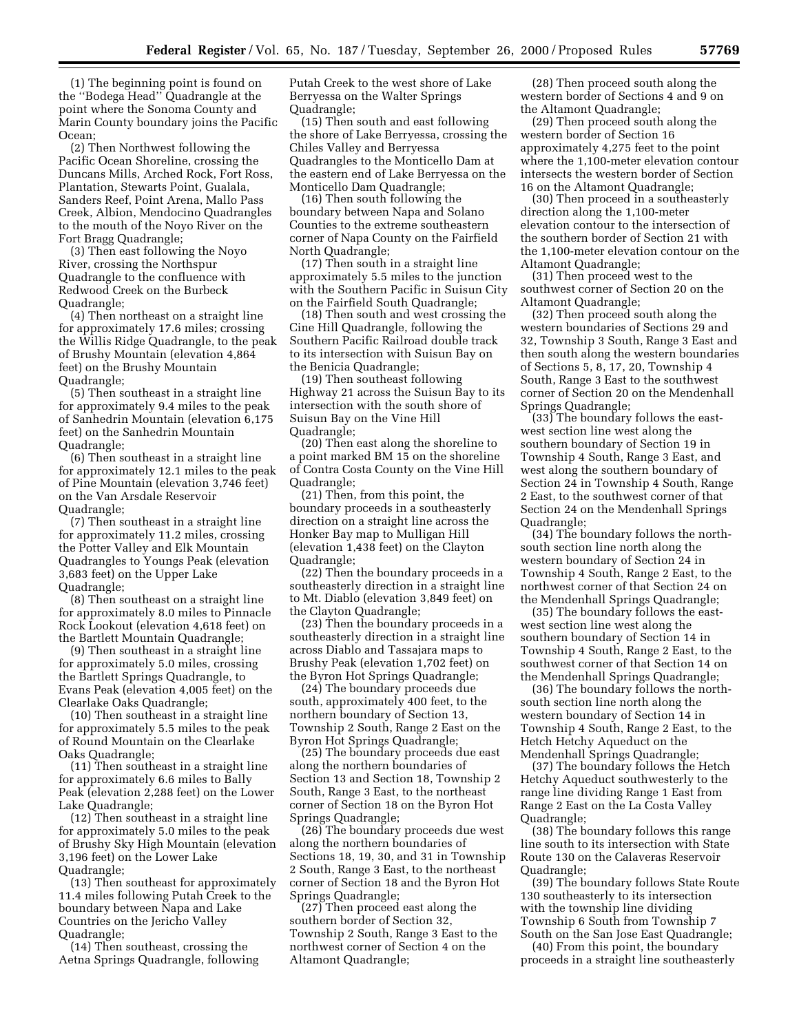(1) The beginning point is found on the ''Bodega Head'' Quadrangle at the point where the Sonoma County and Marin County boundary joins the Pacific Ocean;

(2) Then Northwest following the Pacific Ocean Shoreline, crossing the Duncans Mills, Arched Rock, Fort Ross, Plantation, Stewarts Point, Gualala, Sanders Reef, Point Arena, Mallo Pass Creek, Albion, Mendocino Quadrangles to the mouth of the Noyo River on the Fort Bragg Quadrangle;

(3) Then east following the Noyo River, crossing the Northspur Quadrangle to the confluence with Redwood Creek on the Burbeck Quadrangle;

(4) Then northeast on a straight line for approximately 17.6 miles; crossing the Willis Ridge Quadrangle, to the peak of Brushy Mountain (elevation 4,864 feet) on the Brushy Mountain Quadrangle;

(5) Then southeast in a straight line for approximately 9.4 miles to the peak of Sanhedrin Mountain (elevation 6,175 feet) on the Sanhedrin Mountain Quadrangle;

(6) Then southeast in a straight line for approximately 12.1 miles to the peak of Pine Mountain (elevation 3,746 feet) on the Van Arsdale Reservoir Quadrangle;

(7) Then southeast in a straight line for approximately 11.2 miles, crossing the Potter Valley and Elk Mountain Quadrangles to Youngs Peak (elevation 3,683 feet) on the Upper Lake Quadrangle;

(8) Then southeast on a straight line for approximately 8.0 miles to Pinnacle Rock Lookout (elevation 4,618 feet) on the Bartlett Mountain Quadrangle;

(9) Then southeast in a straight line for approximately 5.0 miles, crossing the Bartlett Springs Quadrangle, to Evans Peak (elevation 4,005 feet) on the Clearlake Oaks Quadrangle;

(10) Then southeast in a straight line for approximately 5.5 miles to the peak of Round Mountain on the Clearlake Oaks Quadrangle;

(11) Then southeast in a straight line for approximately 6.6 miles to Bally Peak (elevation 2,288 feet) on the Lower Lake Quadrangle;

(12) Then southeast in a straight line for approximately 5.0 miles to the peak of Brushy Sky High Mountain (elevation 3,196 feet) on the Lower Lake Quadrangle;

(13) Then southeast for approximately 11.4 miles following Putah Creek to the boundary between Napa and Lake Countries on the Jericho Valley Quadrangle;

(14) Then southeast, crossing the Aetna Springs Quadrangle, following Putah Creek to the west shore of Lake Berryessa on the Walter Springs Quadrangle;

(15) Then south and east following the shore of Lake Berryessa, crossing the Chiles Valley and Berryessa Quadrangles to the Monticello Dam at the eastern end of Lake Berryessa on the Monticello Dam Quadrangle;

(16) Then south following the boundary between Napa and Solano Counties to the extreme southeastern corner of Napa County on the Fairfield North Quadrangle;

(17) Then south in a straight line approximately 5.5 miles to the junction with the Southern Pacific in Suisun City on the Fairfield South Quadrangle;

(18) Then south and west crossing the Cine Hill Quadrangle, following the Southern Pacific Railroad double track to its intersection with Suisun Bay on the Benicia Quadrangle;

(19) Then southeast following Highway 21 across the Suisun Bay to its intersection with the south shore of Suisun Bay on the Vine Hill Quadrangle;

(20) Then east along the shoreline to a point marked BM 15 on the shoreline of Contra Costa County on the Vine Hill Quadrangle;

(21) Then, from this point, the boundary proceeds in a southeasterly direction on a straight line across the Honker Bay map to Mulligan Hill (elevation 1,438 feet) on the Clayton Quadrangle;

(22) Then the boundary proceeds in a southeasterly direction in a straight line to Mt. Diablo (elevation 3,849 feet) on the Clayton Quadrangle;

(23) Then the boundary proceeds in a southeasterly direction in a straight line across Diablo and Tassajara maps to Brushy Peak (elevation 1,702 feet) on the Byron Hot Springs Quadrangle;

(24) The boundary proceeds due south, approximately 400 feet, to the northern boundary of Section 13, Township 2 South, Range 2 East on the Byron Hot Springs Quadrangle;

(25) The boundary proceeds due east along the northern boundaries of Section 13 and Section 18, Township 2 South, Range 3 East, to the northeast corner of Section 18 on the Byron Hot Springs Quadrangle;

(26) The boundary proceeds due west along the northern boundaries of Sections 18, 19, 30, and 31 in Township 2 South, Range 3 East, to the northeast corner of Section 18 and the Byron Hot Springs Quadrangle;

(27) Then proceed east along the southern border of Section 32, Township 2 South, Range 3 East to the northwest corner of Section 4 on the Altamont Quadrangle;

(28) Then proceed south along the western border of Sections 4 and 9 on the Altamont Quadrangle;

(29) Then proceed south along the western border of Section 16 approximately 4,275 feet to the point where the 1,100-meter elevation contour intersects the western border of Section 16 on the Altamont Quadrangle;

(30) Then proceed in a southeasterly direction along the 1,100-meter elevation contour to the intersection of the southern border of Section 21 with the 1,100-meter elevation contour on the Altamont Quadrangle;

(31) Then proceed west to the southwest corner of Section 20 on the Altamont Quadrangle;

(32) Then proceed south along the western boundaries of Sections 29 and 32, Township 3 South, Range 3 East and then south along the western boundaries of Sections 5, 8, 17, 20, Township 4 South, Range 3 East to the southwest corner of Section 20 on the Mendenhall Springs Quadrangle;

(33) The boundary follows the east-west section line west along the southern boundary of Section 19 in Township 4 South, Range 3 East, and west along the southern boundary of Section 24 in Township 4 South, Range 2 East, to the southwest corner of that Section 24 on the Mendenhall Springs Quadrangle;

(34) The boundary follows the north-south section line north along the western boundary of Section 24 in Township 4 South, Range 2 East, to the northwest corner of that Section 24 on the Mendenhall Springs Quadrangle;

(35) The boundary follows the east-west section line west along the southern boundary of Section 14 in Township 4 South, Range 2 East, to the southwest corner of that Section 14 on the Mendenhall Springs Quadrangle;

(36) The boundary follows the north-south section line north along the western boundary of Section 14 in Township 4 South, Range 2 East, to the Hetch Hetchy Aqueduct on the Mendenhall Springs Quadrangle;

(37) The boundary follows the Hetch Hetchy Aqueduct southwesterly to the range line dividing Range 1 East from Range 2 East on the La Costa Valley Quadrangle;

(38) The boundary follows this range line south to its intersection with State Route 130 on the Calaveras Reservoir Quadrangle;

(39) The boundary follows State Route 130 southeasterly to its intersection with the township line dividing Township 6 South from Township 7 South on the San Jose East Quadrangle;

(40) From this point, the boundary proceeds in a straight line southeasterly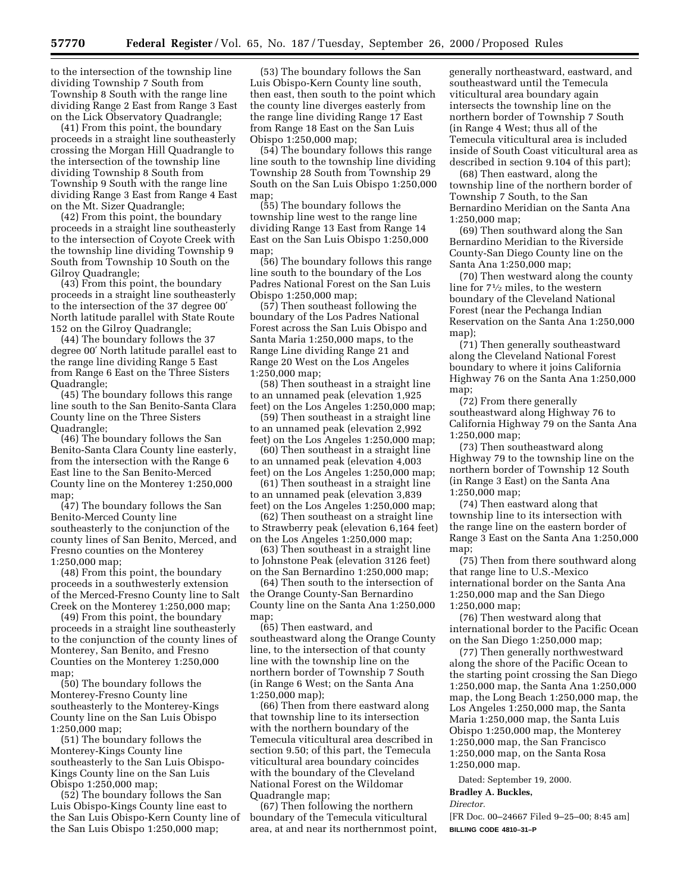to the intersection of the township line dividing Township 7 South from Township 8 South with the range line dividing Range 2 East from Range 3 East on the Lick Observatory Quadrangle;

(41) From this point, the boundary proceeds in a straight line southeasterly crossing the Morgan Hill Quadrangle to the intersection of the township line dividing Township 8 South from Township 9 South with the range line dividing Range 3 East from Range 4 East on the Mt. Sizer Quadrangle;

(42) From this point, the boundary proceeds in a straight line southeasterly to the intersection of Coyote Creek with the township line dividing Township 9 South from Township 10 South on the Gilroy Quadrangle;

(43) From this point, the boundary proceeds in a straight line southeasterly to the intersection of the 37 degree 00′ North latitude parallel with State Route 152 on the Gilroy Quadrangle;

(44) The boundary follows the 37 degree 00′ North latitude parallel east to the range line dividing Range 5 East from Range 6 East on the Three Sisters Quadrangle;

(45) The boundary follows this range line south to the San Benito-Santa Clara County line on the Three Sisters Quadrangle;

(46) The boundary follows the San Benito-Santa Clara County line easterly, from the intersection with the Range 6 East line to the San Benito-Merced County line on the Monterey 1:250,000 map;

(47) The boundary follows the San Benito-Merced County line southeasterly to the conjunction of the county lines of San Benito, Merced, and Fresno counties on the Monterey 1:250,000 map;

(48) From this point, the boundary proceeds in a southwesterly extension of the Merced-Fresno County line to Salt Creek on the Monterey 1:250,000 map;

(49) From this point, the boundary proceeds in a straight line southeasterly to the conjunction of the county lines of Monterey, San Benito, and Fresno Counties on the Monterey 1:250,000 map;

(50) The boundary follows the Monterey-Fresno County line southeasterly to the Monterey-Kings County line on the San Luis Obispo 1:250,000 map;

(51) The boundary follows the Monterey-Kings County line southeasterly to the San Luis Obispo-Kings County line on the San Luis Obispo 1:250,000 map;

(52) The boundary follows the San Luis Obispo-Kings County line east to the San Luis Obispo-Kern County line of the San Luis Obispo 1:250,000 map;

(53) The boundary follows the San Luis Obispo-Kern County line south, then east, then south to the point which the county line diverges easterly from the range line dividing Range 17 East from Range 18 East on the San Luis Obispo 1:250,000 map;

(54) The boundary follows this range line south to the township line dividing Township 28 South from Township 29 South on the San Luis Obispo 1:250,000 map;

(55) The boundary follows the township line west to the range line dividing Range 13 East from Range 14 East on the San Luis Obispo 1:250,000 map;

(56) The boundary follows this range line south to the boundary of the Los Padres National Forest on the San Luis Obispo 1:250,000 map;

(57) Then southeast following the boundary of the Los Padres National Forest across the San Luis Obispo and Santa Maria 1:250,000 maps, to the Range Line dividing Range 21 and Range 20 West on the Los Angeles 1:250,000 map;

(58) Then southeast in a straight line to an unnamed peak (elevation 1,925 feet) on the Los Angeles 1:250,000 map;

(59) Then southeast in a straight line to an unnamed peak (elevation 2,992 feet) on the Los Angeles 1:250,000 map;

(60) Then southeast in a straight line to an unnamed peak (elevation 4,003 feet) on the Los Angeles 1:250,000 map;

(61) Then southeast in a straight line to an unnamed peak (elevation 3,839 feet) on the Los Angeles 1:250,000 map;

(62) Then southeast on a straight line to Strawberry peak (elevation 6,164 feet) on the Los Angeles 1:250,000 map;

(63) Then southeast in a straight line to Johnstone Peak (elevation 3126 feet) on the San Bernardino 1:250,000 map;

(64) Then south to the intersection of the Orange County-San Bernardino County line on the Santa Ana 1:250,000 map;

(65) Then eastward, and southeastward along the Orange County line, to the intersection of that county line with the township line on the northern border of Township 7 South (in Range 6 West; on the Santa Ana 1:250,000 map);

(66) Then from there eastward along that township line to its intersection with the northern boundary of the Temecula viticultural area described in section 9.50; of this part, the Temecula viticultural area boundary coincides with the boundary of the Cleveland National Forest on the Wildomar Quadrangle map;

(67) Then following the northern boundary of the Temecula viticultural area, at and near its northernmost point, generally northeastward, eastward, and southeastward until the Temecula viticultural area boundary again intersects the township line on the northern border of Township 7 South (in Range 4 West; thus all of the Temecula viticultural area is included inside of South Coast viticultural area as described in section 9.104 of this part);

(68) Then eastward, along the township line of the northern border of Township 7 South, to the San Bernardino Meridian on the Santa Ana 1:250,000 map;

(69) Then southward along the San Bernardino Meridian to the Riverside County-San Diego County line on the Santa Ana 1:250,000 map;

(70) Then westward along the county line for 7½ miles, to the western boundary of the Cleveland National Forest (near the Pechanga Indian Reservation on the Santa Ana 1:250,000 map);

(71) Then generally southeastward along the Cleveland National Forest boundary to where it joins California Highway 76 on the Santa Ana 1:250,000 map;

(72) From there generally southeastward along Highway 76 to California Highway 79 on the Santa Ana 1:250,000 map;

(73) Then southeastward along Highway 79 to the township line on the northern border of Township 12 South (in Range 3 East) on the Santa Ana 1:250,000 map;

(74) Then eastward along that township line to its intersection with the range line on the eastern border of Range 3 East on the Santa Ana 1:250,000 map;

(75) Then from there southward along that range line to U.S.-Mexico international border on the Santa Ana 1:250,000 map and the San Diego 1:250,000 map;

(76) Then westward along that international border to the Pacific Ocean on the San Diego 1:250,000 map;

(77) Then generally northwestward along the shore of the Pacific Ocean to the starting point crossing the San Diego 1:250,000 map, the Santa Ana 1:250,000 map, the Long Beach 1:250,000 map, the Los Angeles 1:250,000 map, the Santa Maria 1:250,000 map, the Santa Luis Obispo 1:250,000 map, the Monterey 1:250,000 map, the San Francisco 1:250,000 map, on the Santa Rosa 1:250,000 map.

Dated: September 19, 2000.

**Bradley A. Buckles,**

*Director.*

[FR Doc. 00–24667 Filed 9–25–00; 8:45 am]

**BILLING CODE 4810–31–P**